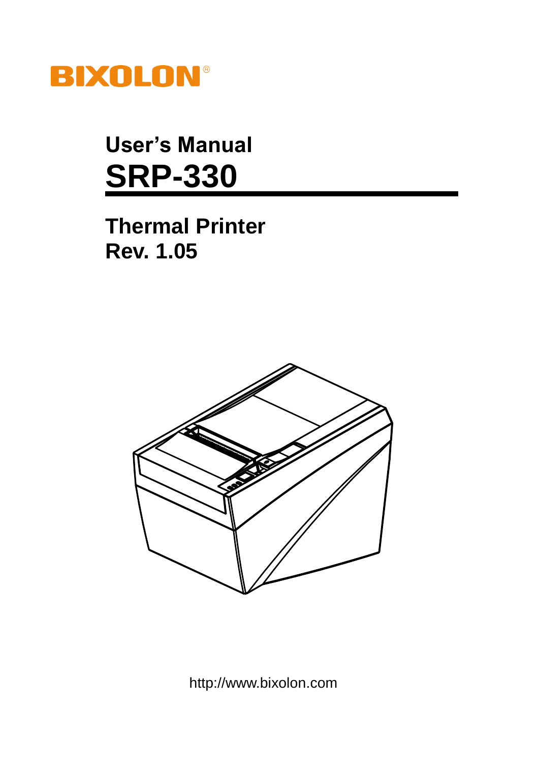BIXOLON®

# User's Manual
# SRP-330

## Thermal Printer
## Rev. 1.05

http://www.bixolon.com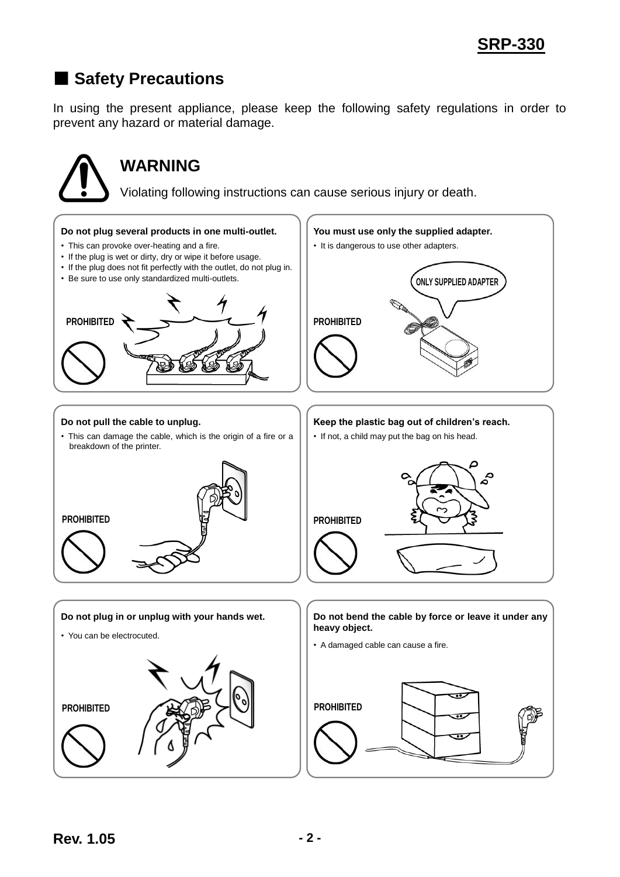## ■ Safety Precautions

In using the present appliance, please keep the following safety regulations in order to prevent any hazard or material damage.

### WARNING

Violating following instructions can cause serious injury or death.

**Do not plug several products in one multi-outlet.**

- This can provoke over-heating and a fire.
- If the plug is wet or dirty, dry or wipe it before usage.
- If the plug does not fit perfectly with the outlet, do not plug in.
- Be sure to use only standardized multi-outlets.

PROHIBITED

**You must use only the supplied adapter.**

- It is dangerous to use other adapters.

ONLY SUPPLIED ADAPTER

PROHIBITED

**Do not pull the cable to unplug.**

- This can damage the cable, which is the origin of a fire or a breakdown of the printer.

PROHIBITED

**Keep the plastic bag out of children's reach.**

- If not, a child may put the bag on his head.

PROHIBITED

**Do not plug in or unplug with your hands wet.**

- You can be electrocuted.

PROHIBITED

**Do not bend the cable by force or leave it under any heavy object.**

- A damaged cable can cause a fire.

PROHIBITED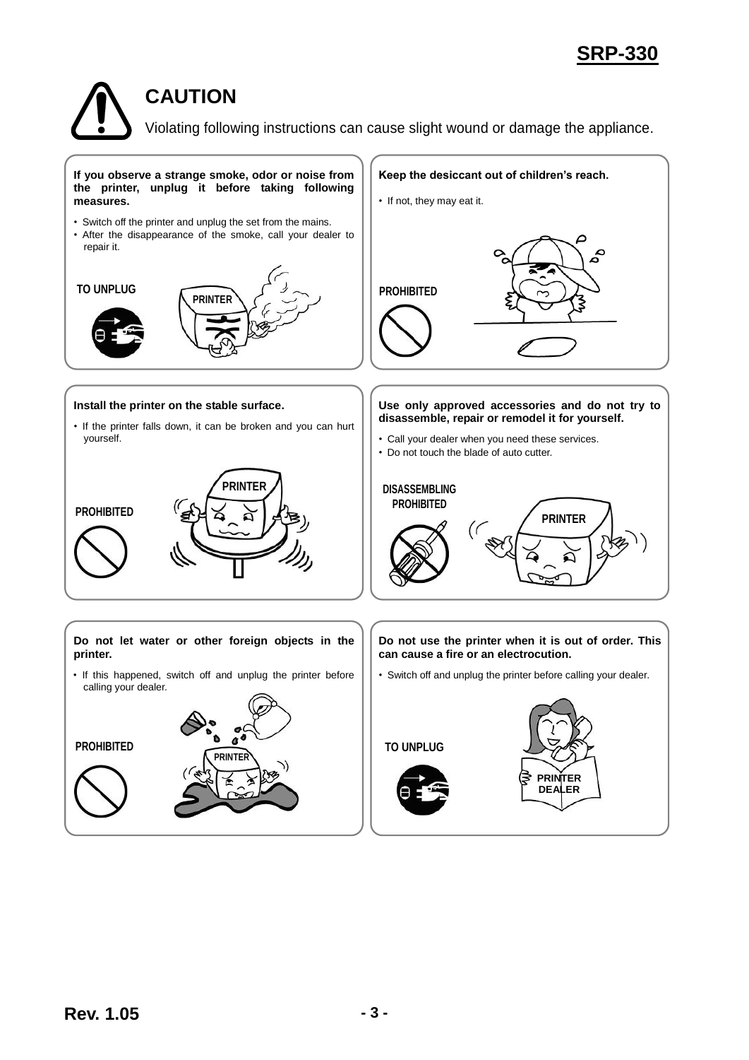# CAUTION

Violating following instructions can cause slight wound or damage the appliance.

**If you observe a strange smoke, odor or noise from the printer, unplug it before taking following measures.**

- Switch off the printer and unplug the set from the mains.
- After the disappearance of the smoke, call your dealer to repair it.

TO UNPLUG

**Keep the desiccant out of children's reach.**

- If not, they may eat it.

PROHIBITED

**Install the printer on the stable surface.**

- If the printer falls down, it can be broken and you can hurt yourself.

PROHIBITED

**Use only approved accessories and do not try to disassemble, repair or remodel it for yourself.**

- Call your dealer when you need these services.
- Do not touch the blade of auto cutter.

DISASSEMBLING PROHIBITED

**Do not let water or other foreign objects in the printer.**

- If this happened, switch off and unplug the printer before calling your dealer.

PROHIBITED

**Do not use the printer when it is out of order. This can cause a fire or an electrocution.**

- Switch off and unplug the printer before calling your dealer.

TO UNPLUG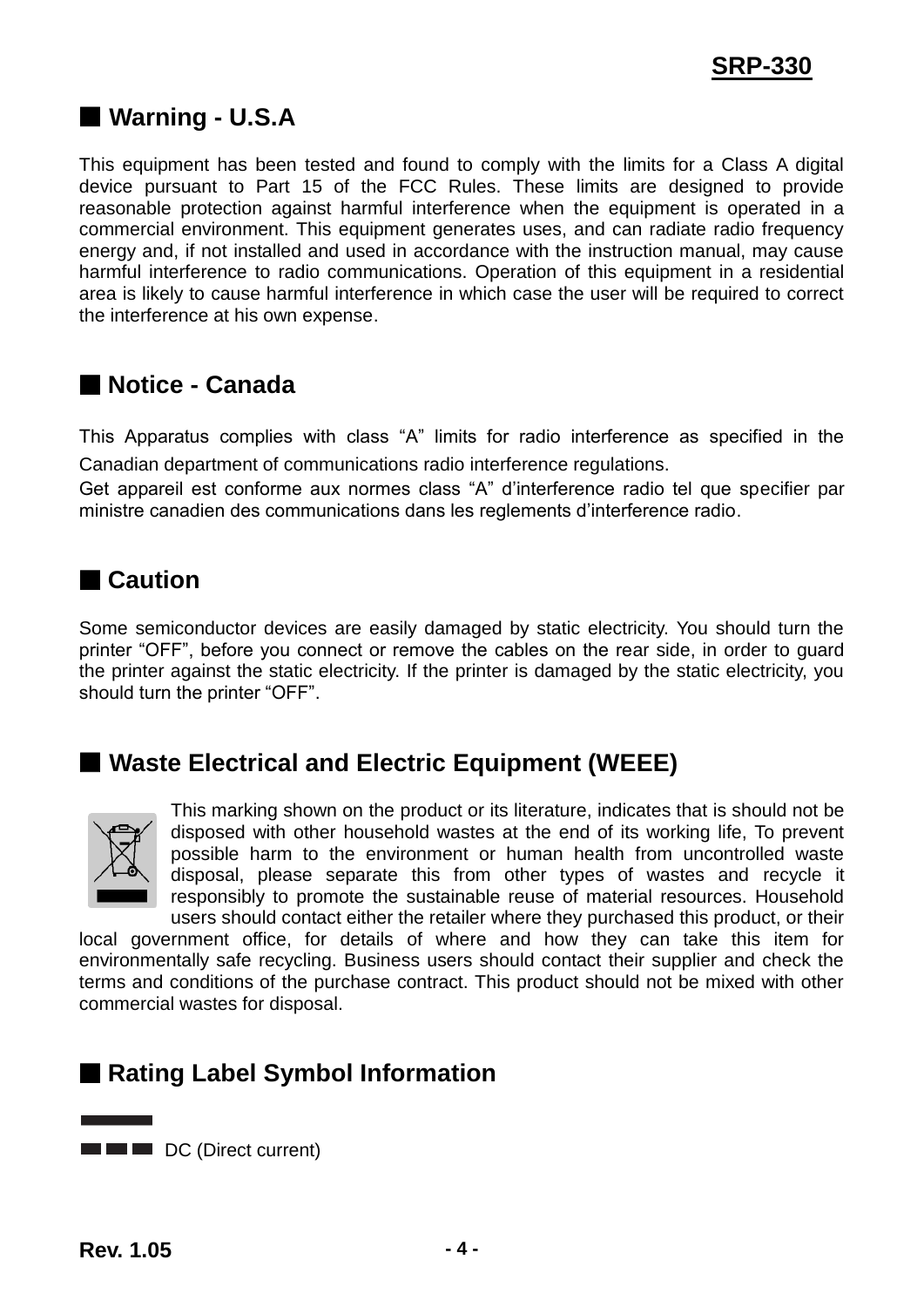## ■ Warning - U.S.A

This equipment has been tested and found to comply with the limits for a Class A digital device pursuant to Part 15 of the FCC Rules. These limits are designed to provide reasonable protection against harmful interference when the equipment is operated in a commercial environment. This equipment generates uses, and can radiate radio frequency energy and, if not installed and used in accordance with the instruction manual, may cause harmful interference to radio communications. Operation of this equipment in a residential area is likely to cause harmful interference in which case the user will be required to correct the interference at his own expense.

## ■ Notice - Canada

This Apparatus complies with class "A" limits for radio interference as specified in the Canadian department of communications radio interference regulations.
Get appareil est conforme aux normes class "A" d'interference radio tel que specifier par ministre canadien des communications dans les reglements d'interference radio.

## ■ Caution

Some semiconductor devices are easily damaged by static electricity. You should turn the printer "OFF", before you connect or remove the cables on the rear side, in order to guard the printer against the static electricity. If the printer is damaged by the static electricity, you should turn the printer "OFF".

## ■ Waste Electrical and Electric Equipment (WEEE)

This marking shown on the product or its literature, indicates that is should not be disposed with other household wastes at the end of its working life, To prevent possible harm to the environment or human health from uncontrolled waste disposal, please separate this from other types of wastes and recycle it responsibly to promote the sustainable reuse of material resources. Household users should contact either the retailer where they purchased this product, or their local government office, for details of where and how they can take this item for environmentally safe recycling. Business users should contact their supplier and check the terms and conditions of the purchase contract. This product should not be mixed with other commercial wastes for disposal.

## ■ Rating Label Symbol Information

DC (Direct current)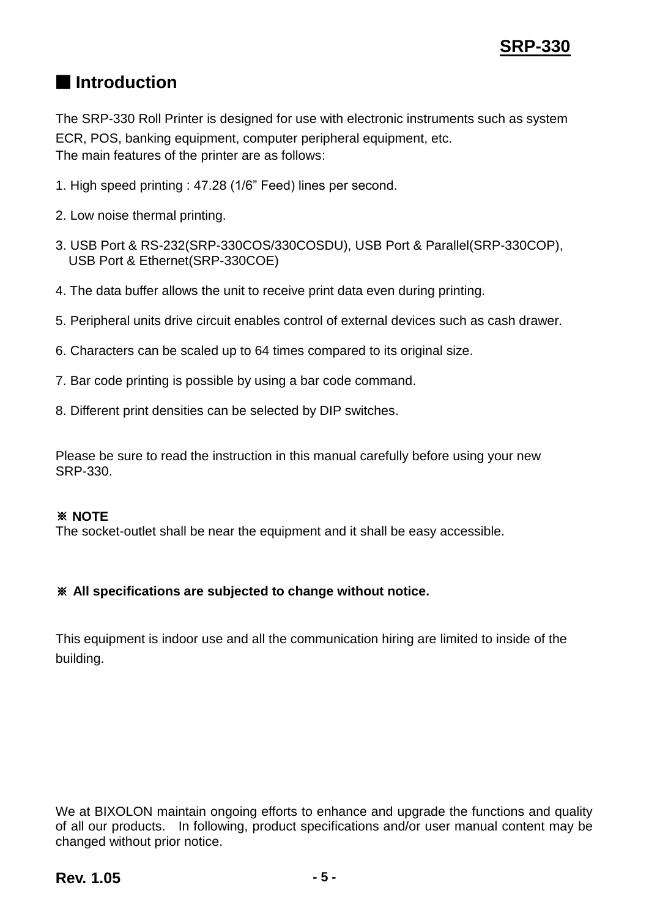## ■ Introduction

The SRP-330 Roll Printer is designed for use with electronic instruments such as system ECR, POS, banking equipment, computer peripheral equipment, etc.
The main features of the printer are as follows:

1. High speed printing : 47.28 (1/6" Feed) lines per second.

2. Low noise thermal printing.

3. USB Port & RS-232(SRP-330COS/330COSDU), USB Port & Parallel(SRP-330COP), USB Port & Ethernet(SRP-330COE)

4. The data buffer allows the unit to receive print data even during printing.

5. Peripheral units drive circuit enables control of external devices such as cash drawer.

6. Characters can be scaled up to 64 times compared to its original size.

7. Bar code printing is possible by using a bar code command.

8. Different print densities can be selected by DIP switches.

Please be sure to read the instruction in this manual carefully before using your new SRP-330.

**※ NOTE**
The socket-outlet shall be near the equipment and it shall be easy accessible.

**※ All specifications are subjected to change without notice.**

This equipment is indoor use and all the communication hiring are limited to inside of the building.

We at BIXOLON maintain ongoing efforts to enhance and upgrade the functions and quality of all our products. In following, product specifications and/or user manual content may be changed without prior notice.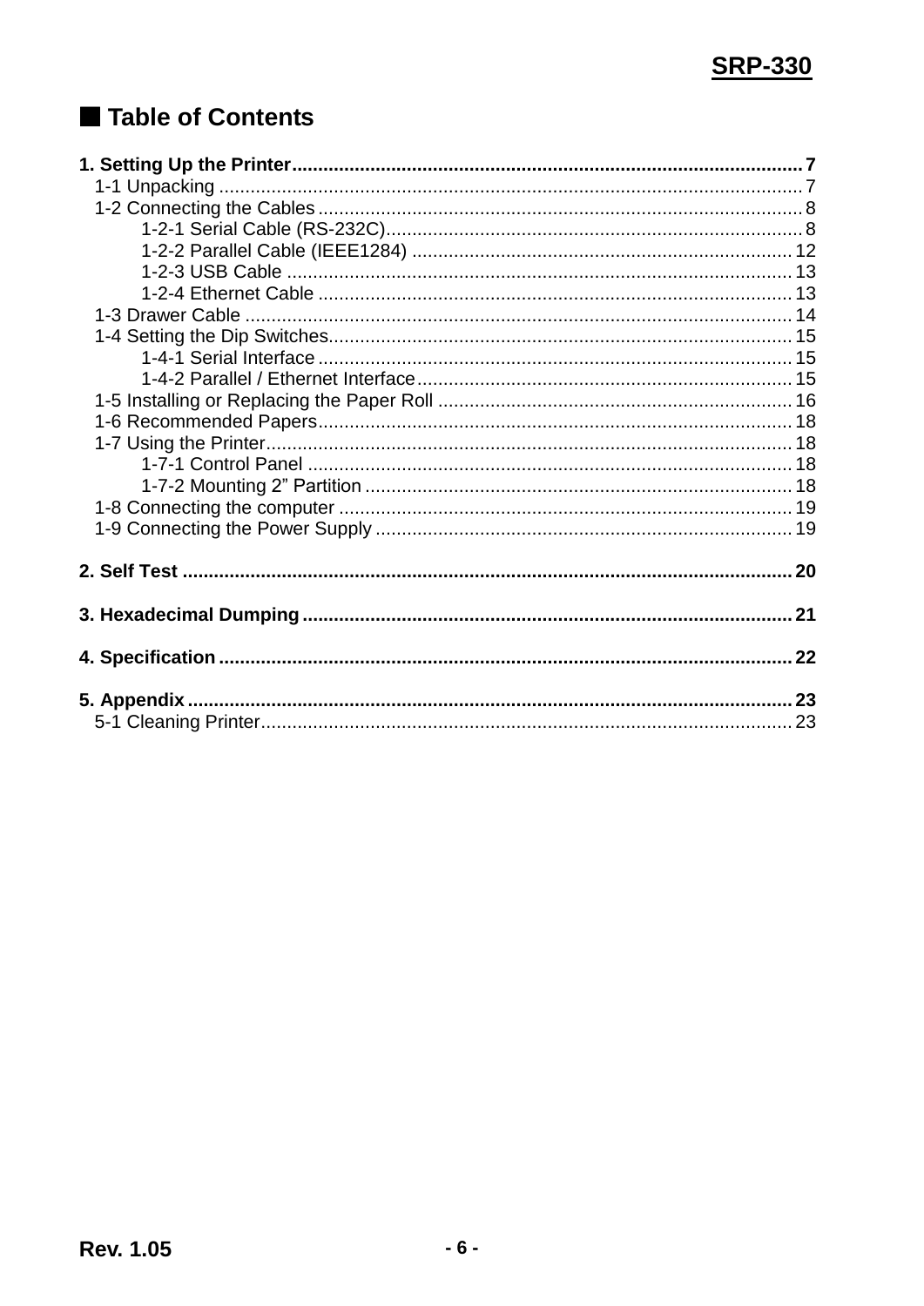# ■ Table of Contents

**1. Setting Up the Printer** .......... **7**

- 1-1 Unpacking .......... 7
- 1-2 Connecting the Cables .......... 8
    - 1-2-1 Serial Cable (RS-232C) .......... 8
    - 1-2-2 Parallel Cable (IEEE1284) .......... 12
    - 1-2-3 USB Cable .......... 13
    - 1-2-4 Ethernet Cable .......... 13
- 1-3 Drawer Cable .......... 14
- 1-4 Setting the Dip Switches .......... 15
    - 1-4-1 Serial Interface .......... 15
    - 1-4-2 Parallel / Ethernet Interface .......... 15
- 1-5 Installing or Replacing the Paper Roll .......... 16
- 1-6 Recommended Papers .......... 18
- 1-7 Using the Printer .......... 18
    - 1-7-1 Control Panel .......... 18
    - 1-7-2 Mounting 2” Partition .......... 18
- 1-8 Connecting the computer .......... 19
- 1-9 Connecting the Power Supply .......... 19

**2. Self Test** .......... **20**

**3. Hexadecimal Dumping** .......... **21**

**4. Specification** .......... **22**

**5. Appendix** .......... **23**

- 5-1 Cleaning Printer .......... 23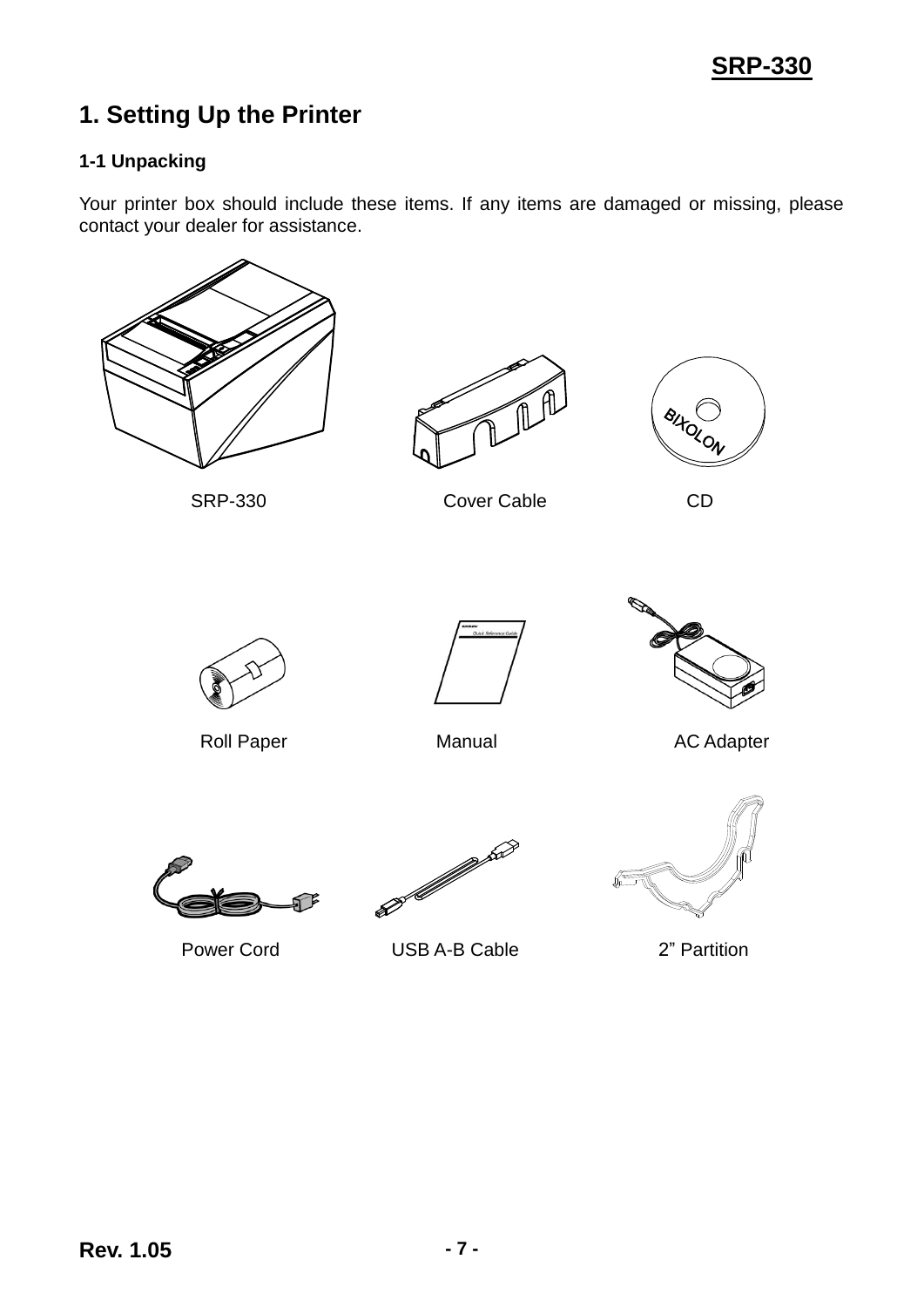# 1. Setting Up the Printer

### 1-1 Unpacking

Your printer box should include these items. If any items are damaged or missing, please contact your dealer for assistance.

SRP-330　　Cover Cable　　CD

Roll Paper　　Manual　　AC Adapter

Power Cord　　USB A-B Cable　　2” Partition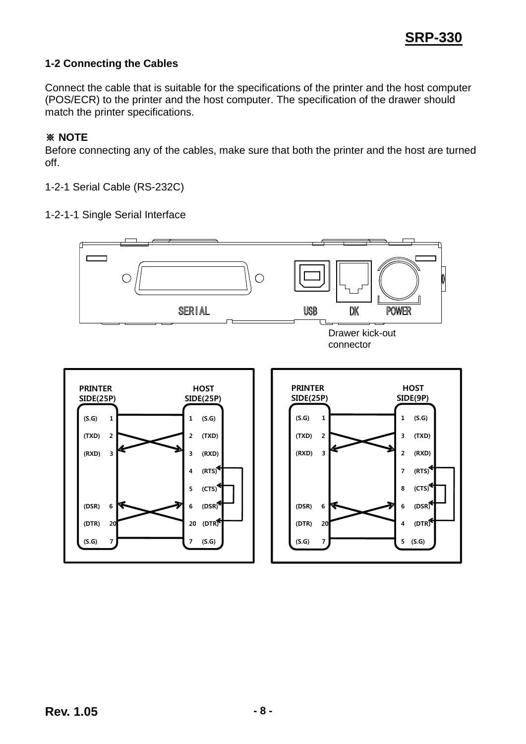## 1-2 Connecting the Cables

Connect the cable that is suitable for the specifications of the printer and the host computer (POS/ECR) to the printer and the host computer. The specification of the drawer should match the printer specifications.

**※ NOTE**

Before connecting any of the cables, make sure that both the printer and the host are turned off.

1-2-1 Serial Cable (RS-232C)

1-2-1-1 Single Serial Interface

SERIAL　USB　DK　POWER

Drawer kick-out connector

| PRINTER SIDE(25P) | | HOST SIDE(25P) | |
|---|---|---|---|
| (S.G) | 1 | 1 | (S.G) |
| (TXD) | 2 | 2 | (TXD) |
| (RXD) | 3 | 3 | (RXD) |
| | | 4 | (RTS) |
| | | 5 | (CTS) |
| (DSR) | 6 | 6 | (DSR) |
| (DTR) | 20 | 20 | (DTR) |
| (S.G) | 7 | 7 | (S.G) |

| PRINTER SIDE(25P) | | HOST SIDE(9P) | |
|---|---|---|---|
| (S.G) | 1 | 1 | (S.G) |
| (TXD) | 2 | 3 | (TXD) |
| (RXD) | 3 | 2 | (RXD) |
| | | 7 | (RTS) |
| | | 8 | (CTS) |
| (DSR) | 6 | 6 | (DSR) |
| (DTR) | 20 | 4 | (DTR) |
| (S.G) | 7 | 5 | (S.G) |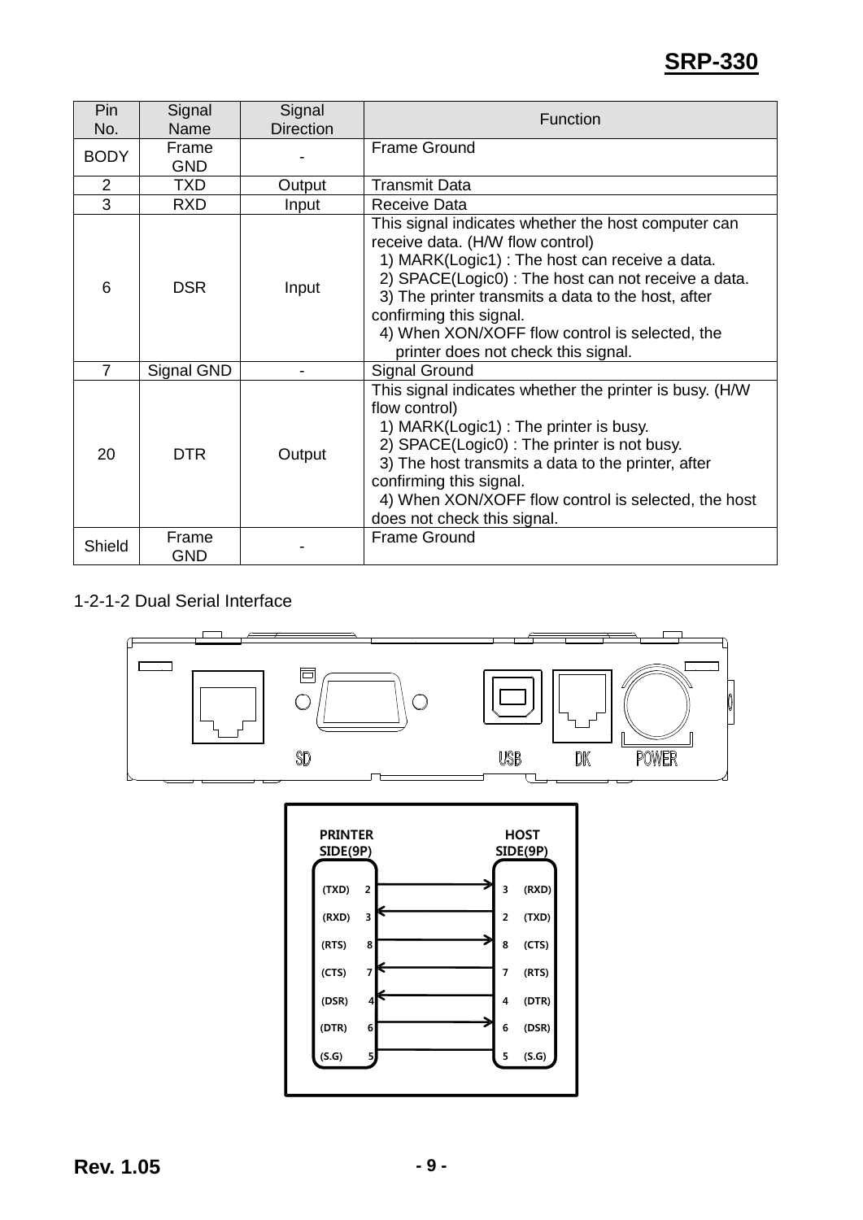| Pin No. | Signal Name | Signal Direction | Function |
|---|---|---|---|
| BODY | Frame GND | - | Frame Ground |
| 2 | TXD | Output | Transmit Data |
| 3 | RXD | Input | Receive Data |
| 6 | DSR | Input | This signal indicates whether the host computer can receive data. (H/W flow control)<br>1) MARK(Logic1) : The host can receive a data.<br>2) SPACE(Logic0) : The host can not receive a data.<br>3) The printer transmits a data to the host, after confirming this signal.<br>4) When XON/XOFF flow control is selected, the printer does not check this signal. |
| 7 | Signal GND | - | Signal Ground |
| 20 | DTR | Output | This signal indicates whether the printer is busy. (H/W flow control)<br>1) MARK(Logic1) : The printer is busy.<br>2) SPACE(Logic0) : The printer is not busy.<br>3) The host transmits a data to the printer, after confirming this signal.<br>4) When XON/XOFF flow control is selected, the host does not check this signal. |
| Shield | Frame GND | - | Frame Ground |

1-2-1-2 Dual Serial Interface

SD USB DK POWER

| PRINTER SIDE(9P) | | Direction | HOST SIDE(9P) | |
|---|---|---|---|---|
| (TXD) | 2 | → | 3 | (RXD) |
| (RXD) | 3 | ← | 2 | (TXD) |
| (RTS) | 8 | → | 8 | (CTS) |
| (CTS) | 7 | ← | 7 | (RTS) |
| (DSR) | 4 | ← | 4 | (DTR) |
| (DTR) | 6 | → | 6 | (DSR) |
| (S.G) | 5 | — | 5 | (S.G) |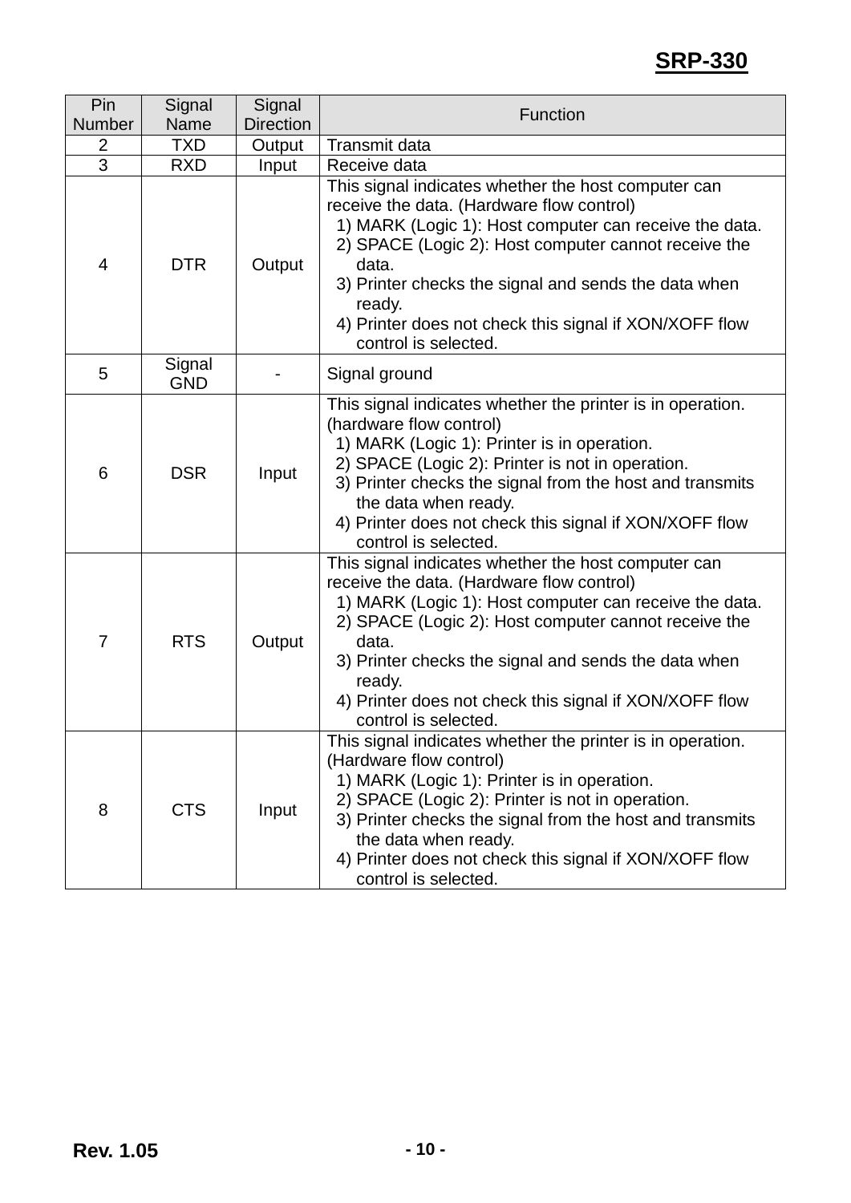| Pin Number | Signal Name | Signal Direction | Function |
|---|---|---|---|
| 2 | TXD | Output | Transmit data |
| 3 | RXD | Input | Receive data |
| 4 | DTR | Output | This signal indicates whether the host computer can receive the data. (Hardware flow control)<br>1) MARK (Logic 1): Host computer can receive the data.<br>2) SPACE (Logic 2): Host computer cannot receive the data.<br>3) Printer checks the signal and sends the data when ready.<br>4) Printer does not check this signal if XON/XOFF flow control is selected. |
| 5 | Signal GND | - | Signal ground |
| 6 | DSR | Input | This signal indicates whether the printer is in operation. (hardware flow control)<br>1) MARK (Logic 1): Printer is in operation.<br>2) SPACE (Logic 2): Printer is not in operation.<br>3) Printer checks the signal from the host and transmits the data when ready.<br>4) Printer does not check this signal if XON/XOFF flow control is selected. |
| 7 | RTS | Output | This signal indicates whether the host computer can receive the data. (Hardware flow control)<br>1) MARK (Logic 1): Host computer can receive the data.<br>2) SPACE (Logic 2): Host computer cannot receive the data.<br>3) Printer checks the signal and sends the data when ready.<br>4) Printer does not check this signal if XON/XOFF flow control is selected. |
| 8 | CTS | Input | This signal indicates whether the printer is in operation. (Hardware flow control)<br>1) MARK (Logic 1): Printer is in operation.<br>2) SPACE (Logic 2): Printer is not in operation.<br>3) Printer checks the signal from the host and transmits the data when ready.<br>4) Printer does not check this signal if XON/XOFF flow control is selected. |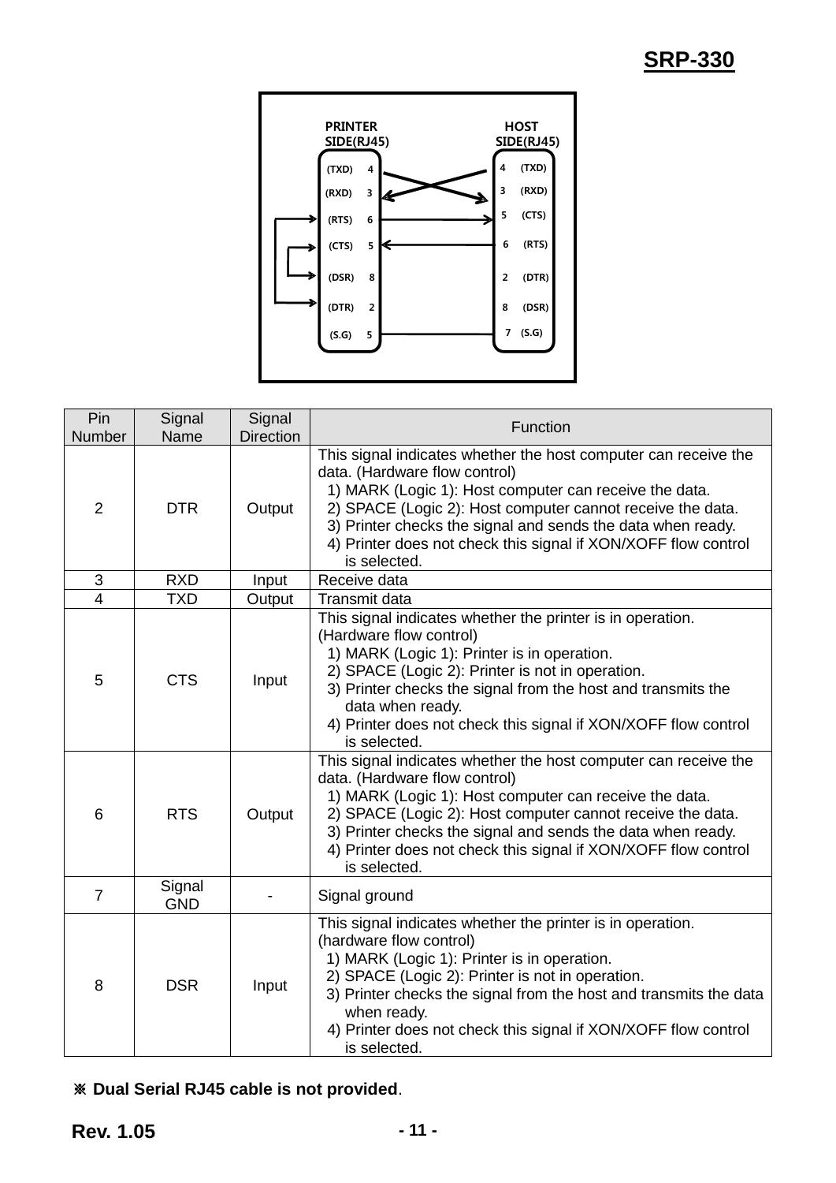PRINTER SIDE(RJ45) | HOST SIDE(RJ45)

(TXD) 4 — 3 (RXD)
(RXD) 3 — 4 (TXD)
(RTS) 6 — 5 (CTS)
(CTS) 5 — 6 (RTS)
(DSR) 8 — 2 (DTR)
(DTR) 2 — 8 (DSR)
(S.G) 5 — 7 (S.G)

| Pin Number | Signal Name | Signal Direction | Function |
|---|---|---|---|
| 2 | DTR | Output | This signal indicates whether the host computer can receive the data. (Hardware flow control)<br>1) MARK (Logic 1): Host computer can receive the data.<br>2) SPACE (Logic 2): Host computer cannot receive the data.<br>3) Printer checks the signal and sends the data when ready.<br>4) Printer does not check this signal if XON/XOFF flow control is selected. |
| 3 | RXD | Input | Receive data |
| 4 | TXD | Output | Transmit data |
| 5 | CTS | Input | This signal indicates whether the printer is in operation. (Hardware flow control)<br>1) MARK (Logic 1): Printer is in operation.<br>2) SPACE (Logic 2): Printer is not in operation.<br>3) Printer checks the signal from the host and transmits the data when ready.<br>4) Printer does not check this signal if XON/XOFF flow control is selected. |
| 6 | RTS | Output | This signal indicates whether the host computer can receive the data. (Hardware flow control)<br>1) MARK (Logic 1): Host computer can receive the data.<br>2) SPACE (Logic 2): Host computer cannot receive the data.<br>3) Printer checks the signal and sends the data when ready.<br>4) Printer does not check this signal if XON/XOFF flow control is selected. |
| 7 | Signal GND | - | Signal ground |
| 8 | DSR | Input | This signal indicates whether the printer is in operation. (hardware flow control)<br>1) MARK (Logic 1): Printer is in operation.<br>2) SPACE (Logic 2): Printer is not in operation.<br>3) Printer checks the signal from the host and transmits the data when ready.<br>4) Printer does not check this signal if XON/XOFF flow control is selected. |

※ **Dual Serial RJ45 cable is not provided**.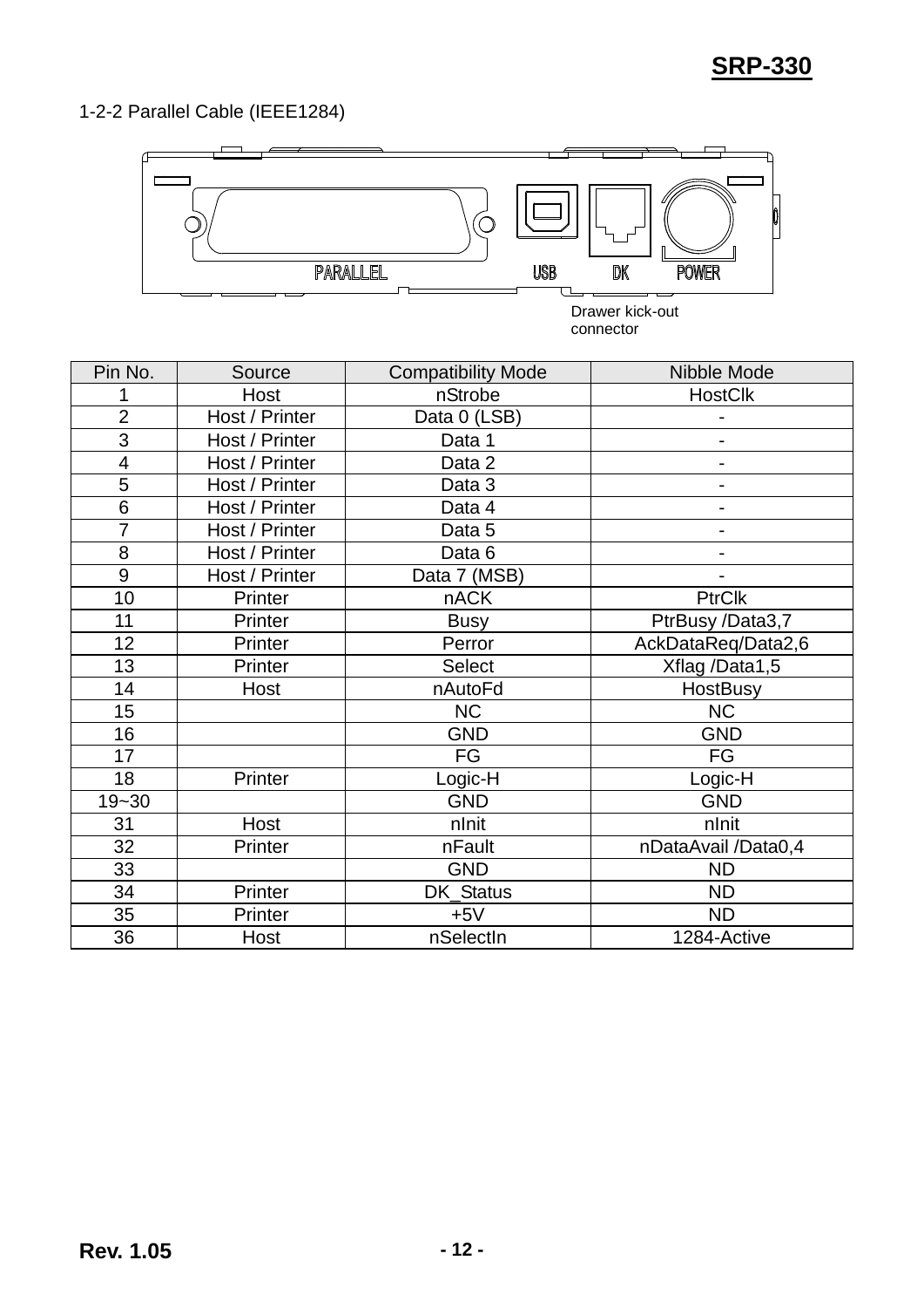1-2-2 Parallel Cable (IEEE1284)

PARALLEL USB DK POWER

Drawer kick-out connector

| Pin No. | Source | Compatibility Mode | Nibble Mode |
|---|---|---|---|
| 1 | Host | nStrobe | HostClk |
| 2 | Host / Printer | Data 0 (LSB) | - |
| 3 | Host / Printer | Data 1 | - |
| 4 | Host / Printer | Data 2 | - |
| 5 | Host / Printer | Data 3 | - |
| 6 | Host / Printer | Data 4 | - |
| 7 | Host / Printer | Data 5 | - |
| 8 | Host / Printer | Data 6 | - |
| 9 | Host / Printer | Data 7 (MSB) | - |
| 10 | Printer | nACK | PtrClk |
| 11 | Printer | Busy | PtrBusy /Data3,7 |
| 12 | Printer | Perror | AckDataReq/Data2,6 |
| 13 | Printer | Select | Xflag /Data1,5 |
| 14 | Host | nAutoFd | HostBusy |
| 15 | | NC | NC |
| 16 | | GND | GND |
| 17 | | FG | FG |
| 18 | Printer | Logic-H | Logic-H |
| 19~30 | | GND | GND |
| 31 | Host | nInit | nInit |
| 32 | Printer | nFault | nDataAvail /Data0,4 |
| 33 | | GND | ND |
| 34 | Printer | DK_Status | ND |
| 35 | Printer | +5V | ND |
| 36 | Host | nSelectIn | 1284-Active |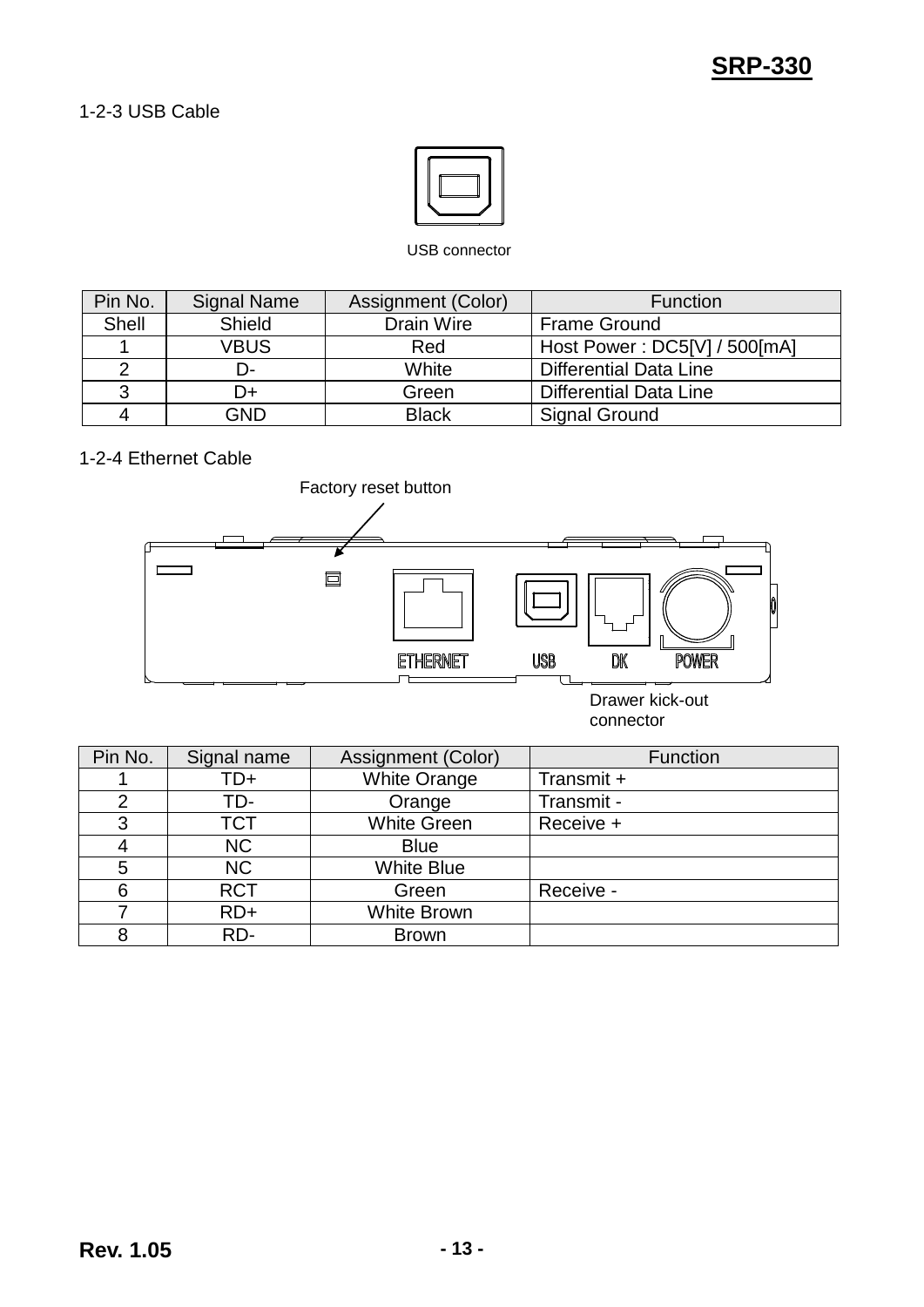### 1-2-3 USB Cable

USB connector

| Pin No. | Signal Name | Assignment (Color) | Function |
|---|---|---|---|
| Shell | Shield | Drain Wire | Frame Ground |
| 1 | VBUS | Red | Host Power : DC5[V] / 500[mA] |
| 2 | D- | White | Differential Data Line |
| 3 | D+ | Green | Differential Data Line |
| 4 | GND | Black | Signal Ground |

### 1-2-4 Ethernet Cable

Factory reset button

ETHERNET USB DK POWER

Drawer kick-out connector

| Pin No. | Signal name | Assignment (Color) | Function |
|---|---|---|---|
| 1 | TD+ | White Orange | Transmit + |
| 2 | TD- | Orange | Transmit - |
| 3 | TCT | White Green | Receive + |
| 4 | NC | Blue | |
| 5 | NC | White Blue | |
| 6 | RCT | Green | Receive - |
| 7 | RD+ | White Brown | |
| 8 | RD- | Brown | |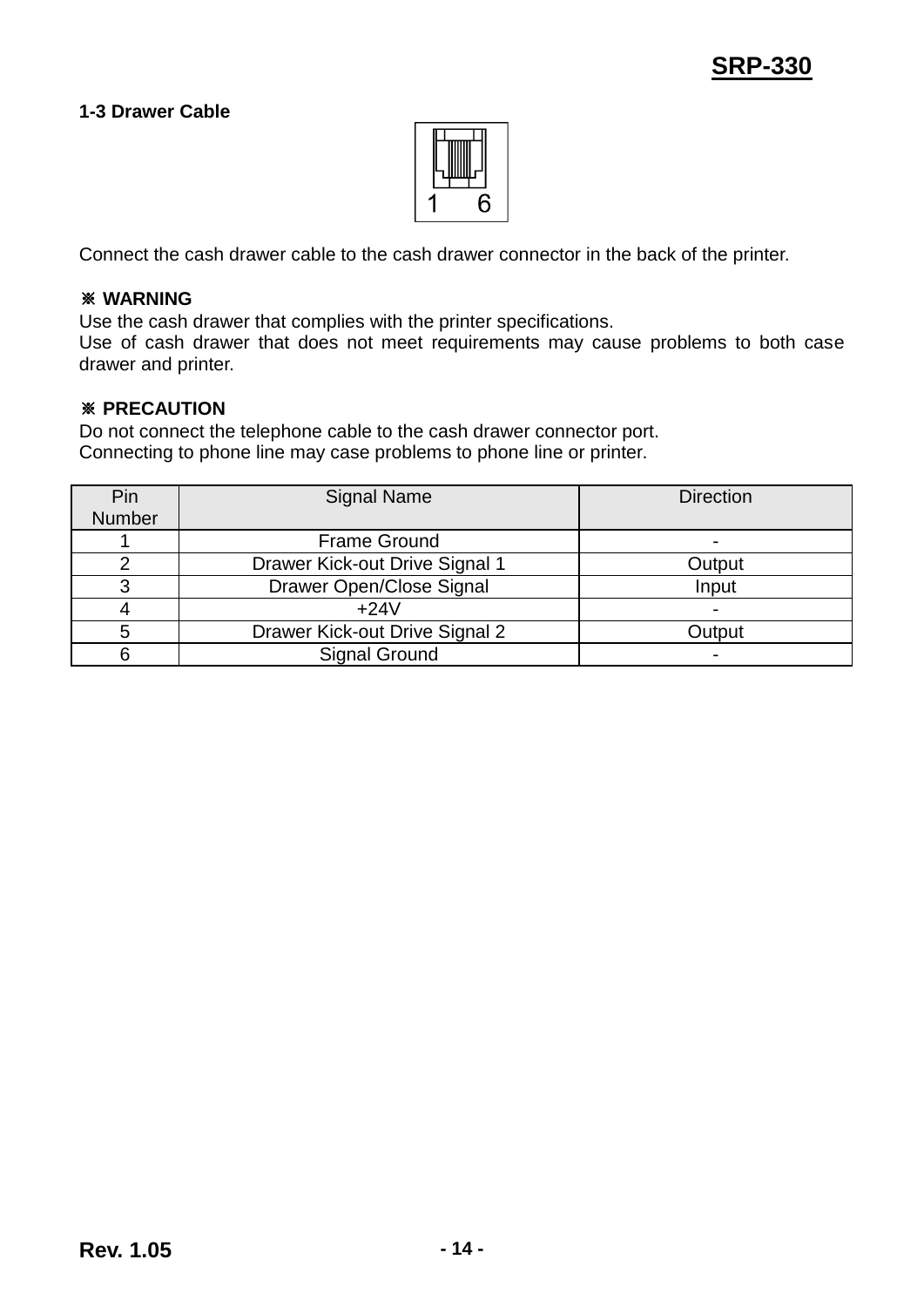### 1-3 Drawer Cable

1 6

Connect the cash drawer cable to the cash drawer connector in the back of the printer.

**※ WARNING**
Use the cash drawer that complies with the printer specifications.
Use of cash drawer that does not meet requirements may cause problems to both case drawer and printer.

**※ PRECAUTION**
Do not connect the telephone cable to the cash drawer connector port.
Connecting to phone line may case problems to phone line or printer.

| Pin Number | Signal Name | Direction |
|---|---|---|
| 1 | Frame Ground | - |
| 2 | Drawer Kick-out Drive Signal 1 | Output |
| 3 | Drawer Open/Close Signal | Input |
| 4 | +24V | - |
| 5 | Drawer Kick-out Drive Signal 2 | Output |
| 6 | Signal Ground | - |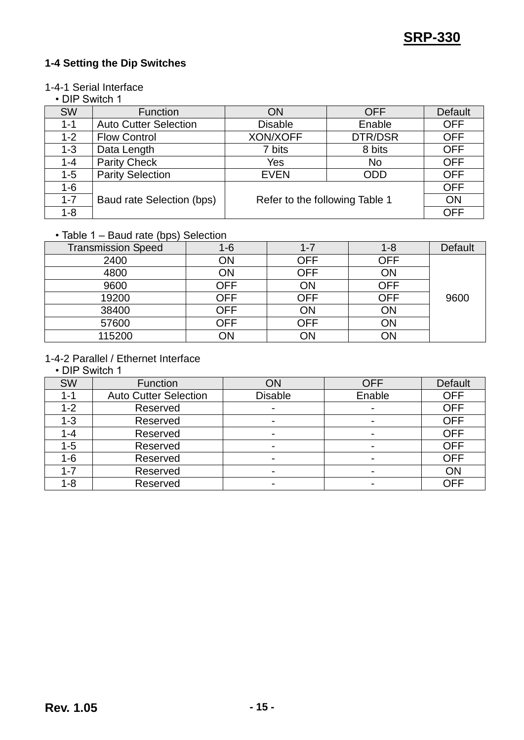### 1-4 Setting the Dip Switches

1-4-1 Serial Interface

• DIP Switch 1

| SW | Function | ON | OFF | Default |
|---|---|---|---|---|
| 1-1 | Auto Cutter Selection | Disable | Enable | OFF |
| 1-2 | Flow Control | XON/XOFF | DTR/DSR | OFF |
| 1-3 | Data Length | 7 bits | 8 bits | OFF |
| 1-4 | Parity Check | Yes | No | OFF |
| 1-5 | Parity Selection | EVEN | ODD | OFF |
| 1-6 | Baud rate Selection (bps) | Refer to the following Table 1 | | OFF |
| 1-7 | | | | ON |
| 1-8 | | | | OFF |

• Table 1 – Baud rate (bps) Selection

| Transmission Speed | 1-6 | 1-7 | 1-8 | Default |
|---|---|---|---|---|
| 2400 | ON | OFF | OFF | 9600 |
| 4800 | ON | OFF | ON | |
| 9600 | OFF | ON | OFF | |
| 19200 | OFF | OFF | OFF | |
| 38400 | OFF | ON | ON | |
| 57600 | OFF | OFF | ON | |
| 115200 | ON | ON | ON | |

1-4-2 Parallel / Ethernet Interface

• DIP Switch 1

| SW | Function | ON | OFF | Default |
|---|---|---|---|---|
| 1-1 | Auto Cutter Selection | Disable | Enable | OFF |
| 1-2 | Reserved | - | - | OFF |
| 1-3 | Reserved | - | - | OFF |
| 1-4 | Reserved | - | - | OFF |
| 1-5 | Reserved | - | - | OFF |
| 1-6 | Reserved | - | - | OFF |
| 1-7 | Reserved | - | - | ON |
| 1-8 | Reserved | - | - | OFF |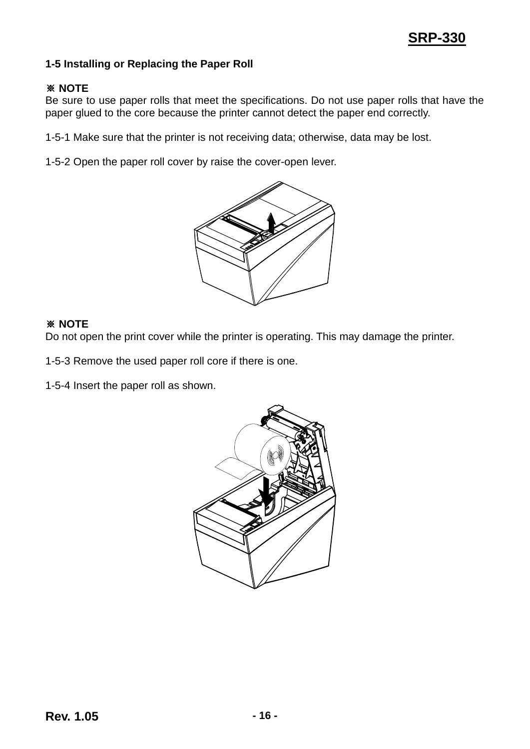## 1-5 Installing or Replacing the Paper Roll

**※ NOTE**
Be sure to use paper rolls that meet the specifications. Do not use paper rolls that have the paper glued to the core because the printer cannot detect the paper end correctly.

1-5-1 Make sure that the printer is not receiving data; otherwise, data may be lost.

1-5-2 Open the paper roll cover by raise the cover-open lever.

**※ NOTE**
Do not open the print cover while the printer is operating. This may damage the printer.

1-5-3 Remove the used paper roll core if there is one.

1-5-4 Insert the paper roll as shown.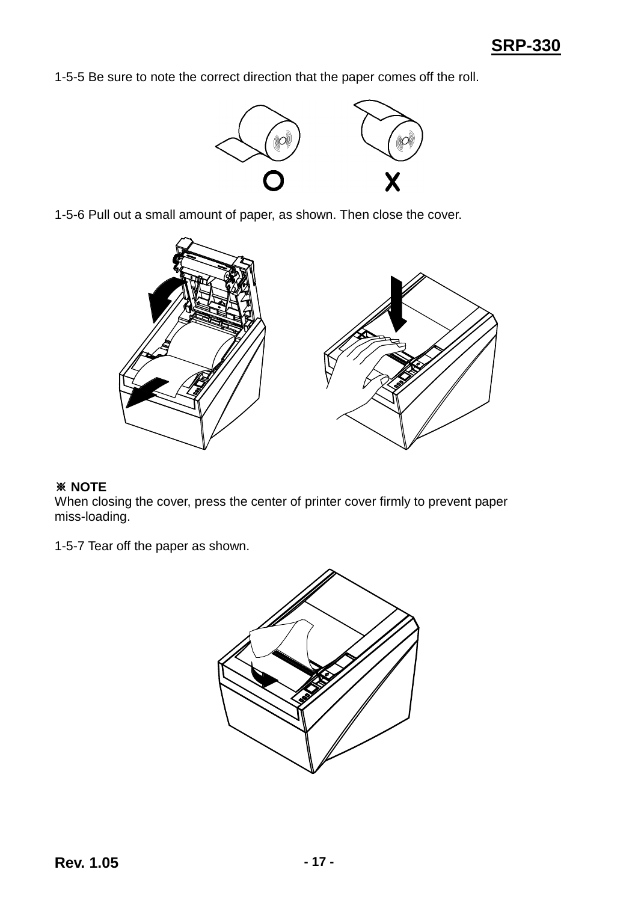1-5-5 Be sure to note the correct direction that the paper comes off the roll.

O X

1-5-6 Pull out a small amount of paper, as shown. Then close the cover.

※ **NOTE**
When closing the cover, press the center of printer cover firmly to prevent paper miss-loading.

1-5-7 Tear off the paper as shown.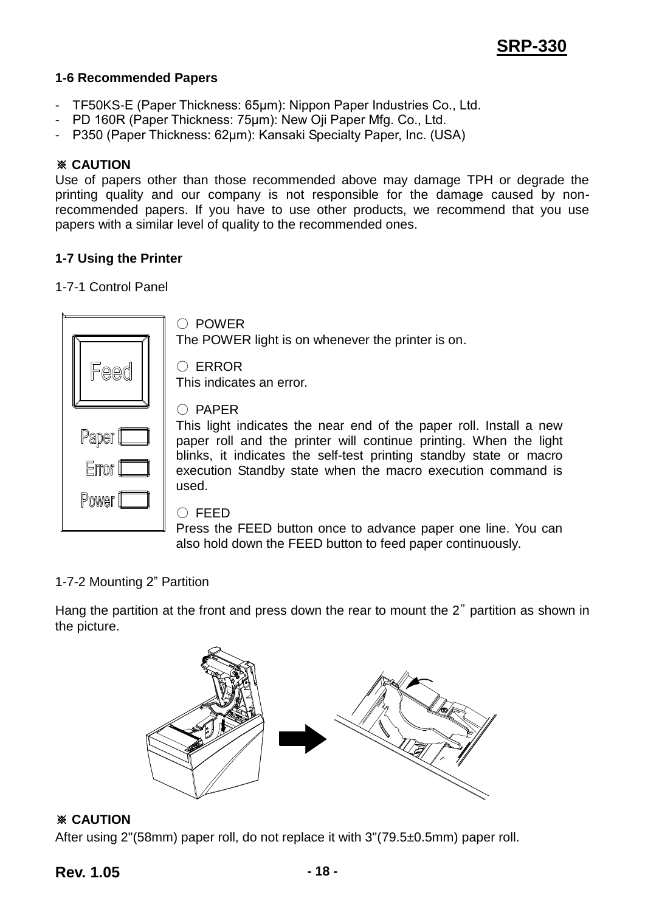### 1-6 Recommended Papers

- TF50KS-E (Paper Thickness: 65μm): Nippon Paper Industries Co., Ltd.
- PD 160R (Paper Thickness: 75μm): New Oji Paper Mfg. Co., Ltd.
- P350 (Paper Thickness: 62μm): Kansaki Specialty Paper, Inc. (USA)

**※ CAUTION**

Use of papers other than those recommended above may damage TPH or degrade the printing quality and our company is not responsible for the damage caused by non-recommended papers. If you have to use other products, we recommend that you use papers with a similar level of quality to the recommended ones.

### 1-7 Using the Printer

1-7-1 Control Panel

○ POWER
The POWER light is on whenever the printer is on.

○ ERROR
This indicates an error.

○ PAPER
This light indicates the near end of the paper roll. Install a new paper roll and the printer will continue printing. When the light blinks, it indicates the self-test printing standby state or macro execution Standby state when the macro execution command is used.

○ FEED
Press the FEED button once to advance paper one line. You can also hold down the FEED button to feed paper continuously.

1-7-2 Mounting 2” Partition

Hang the partition at the front and press down the rear to mount the 2” partition as shown in the picture.

**※ CAUTION**

After using 2"(58mm) paper roll, do not replace it with 3"(79.5±0.5mm) paper roll.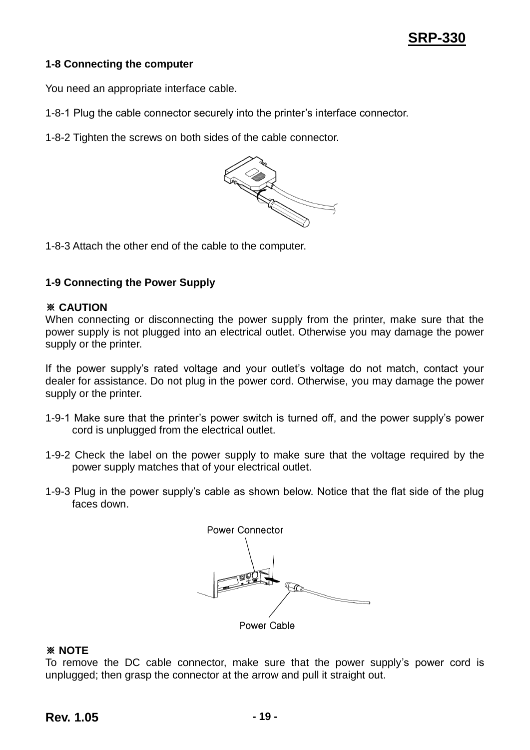### 1-8 Connecting the computer

You need an appropriate interface cable.

1-8-1 Plug the cable connector securely into the printer's interface connector.

1-8-2 Tighten the screws on both sides of the cable connector.

1-8-3 Attach the other end of the cable to the computer.

### 1-9 Connecting the Power Supply

**※ CAUTION**
When connecting or disconnecting the power supply from the printer, make sure that the power supply is not plugged into an electrical outlet. Otherwise you may damage the power supply or the printer.

If the power supply's rated voltage and your outlet's voltage do not match, contact your dealer for assistance. Do not plug in the power cord. Otherwise, you may damage the power supply or the printer.

1-9-1 Make sure that the printer's power switch is turned off, and the power supply's power cord is unplugged from the electrical outlet.

1-9-2 Check the label on the power supply to make sure that the voltage required by the power supply matches that of your electrical outlet.

1-9-3 Plug in the power supply's cable as shown below. Notice that the flat side of the plug faces down.

Power Connector

Power Cable

**※ NOTE**
To remove the DC cable connector, make sure that the power supply's power cord is unplugged; then grasp the connector at the arrow and pull it straight out.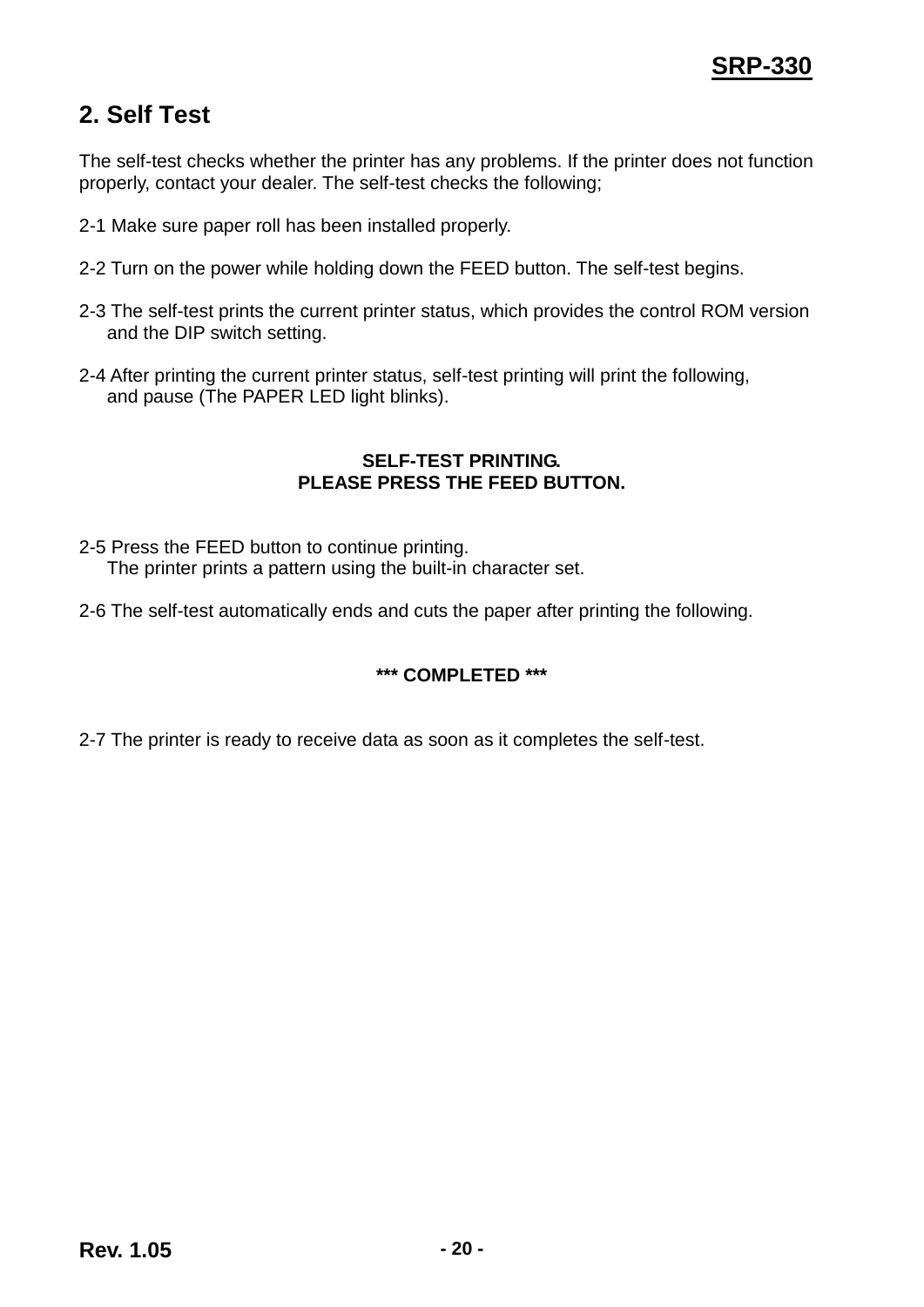## 2. Self Test

The self-test checks whether the printer has any problems. If the printer does not function properly, contact your dealer. The self-test checks the following;

2-1 Make sure paper roll has been installed properly.

2-2 Turn on the power while holding down the FEED button. The self-test begins.

2-3 The self-test prints the current printer status, which provides the control ROM version and the DIP switch setting.

2-4 After printing the current printer status, self-test printing will print the following, and pause (The PAPER LED light blinks).

**SELF-TEST PRINTING.**
**PLEASE PRESS THE FEED BUTTON.**

2-5 Press the FEED button to continue printing.
The printer prints a pattern using the built-in character set.

2-6 The self-test automatically ends and cuts the paper after printing the following.

**\*\*\* COMPLETED \*\*\***

2-7 The printer is ready to receive data as soon as it completes the self-test.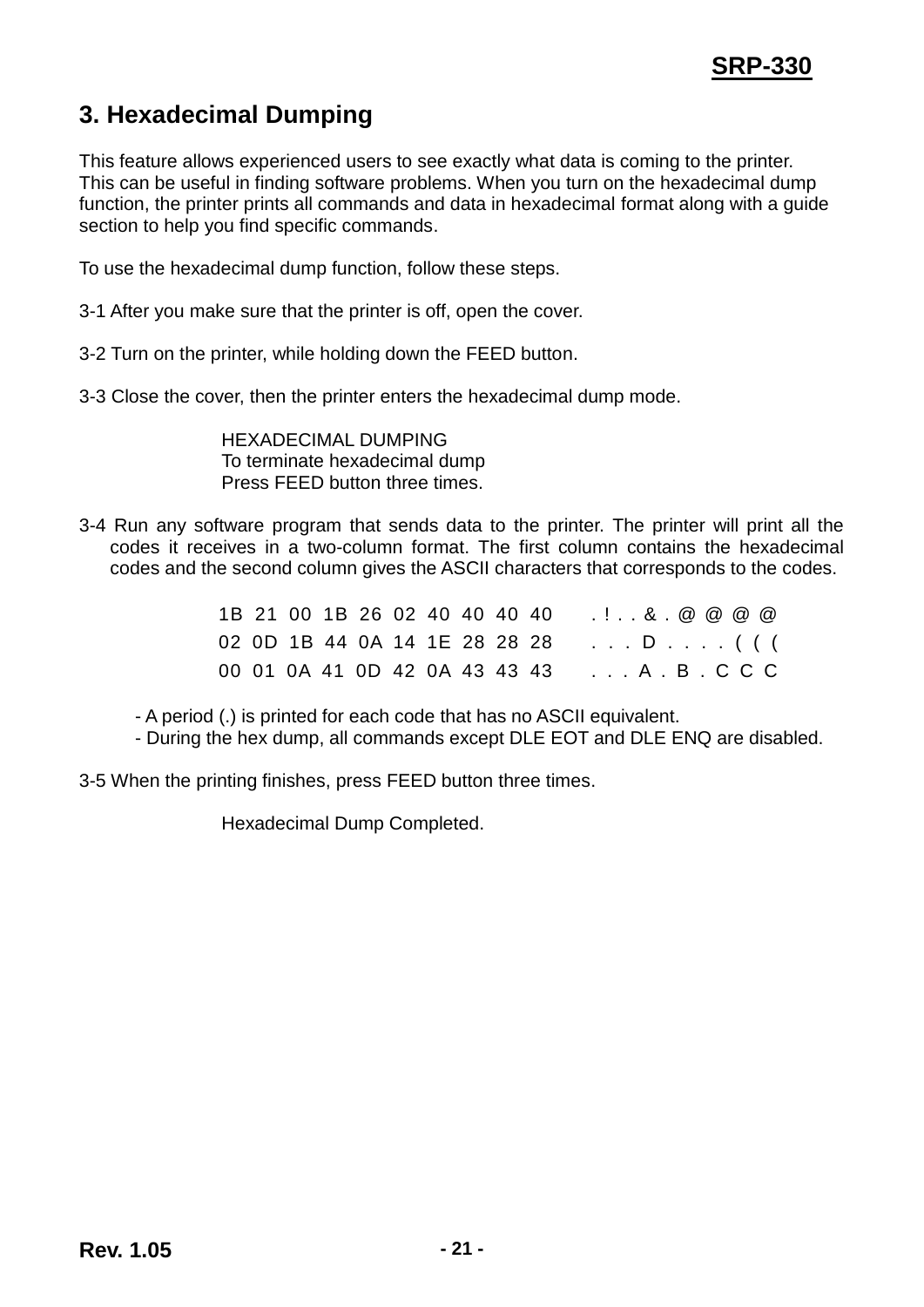## 3. Hexadecimal Dumping

This feature allows experienced users to see exactly what data is coming to the printer. This can be useful in finding software problems. When you turn on the hexadecimal dump function, the printer prints all commands and data in hexadecimal format along with a guide section to help you find specific commands.

To use the hexadecimal dump function, follow these steps.

3-1 After you make sure that the printer is off, open the cover.

3-2 Turn on the printer, while holding down the FEED button.

3-3 Close the cover, then the printer enters the hexadecimal dump mode.

```
HEXADECIMAL DUMPING
To terminate hexadecimal dump
Press FEED button three times.
```

3-4 Run any software program that sends data to the printer. The printer will print all the codes it receives in a two-column format. The first column contains the hexadecimal codes and the second column gives the ASCII characters that corresponds to the codes.

```
1B 21 00 1B 26 02 40 40 40 40    . ! . . & . @ @ @ @
02 0D 1B 44 0A 14 1E 28 28 28    . . . D . . . . ( ( (
00 01 0A 41 0D 42 0A 43 43 43    . . . A . B . C C C
```

- A period (.) is printed for each code that has no ASCII equivalent.
- During the hex dump, all commands except DLE EOT and DLE ENQ are disabled.

3-5 When the printing finishes, press FEED button three times.

```
Hexadecimal Dump Completed.
```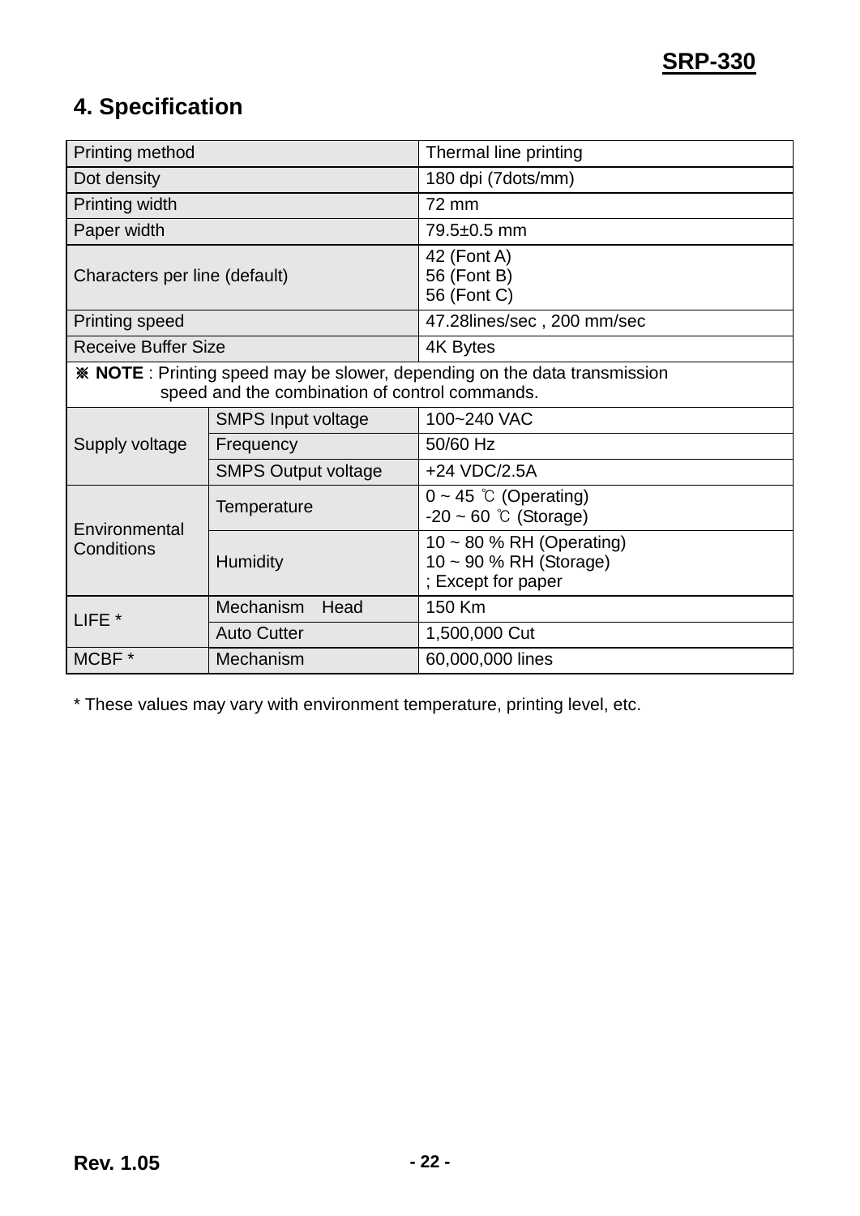## 4. Specification

| | | |
|---|---|---|
| Printing method | | Thermal line printing |
| Dot density | | 180 dpi (7dots/mm) |
| Printing width | | 72 mm |
| Paper width | | 79.5±0.5 mm |
| Characters per line (default) | | 42 (Font A)<br>56 (Font B)<br>56 (Font C) |
| Printing speed | | 47.28lines/sec , 200 mm/sec |
| Receive Buffer Size | | 4K Bytes |
| ※ **NOTE** : Printing speed may be slower, depending on the data transmission speed and the combination of control commands. | | |
| Supply voltage | SMPS Input voltage | 100~240 VAC |
| | Frequency | 50/60 Hz |
| | SMPS Output voltage | +24 VDC/2.5A |
| Environmental Conditions | Temperature | 0 ~ 45 ℃ (Operating)<br>-20 ~ 60 ℃ (Storage) |
| | Humidity | 10 ~ 80 % RH (Operating)<br>10 ~ 90 % RH (Storage)<br>; Except for paper |
| LIFE * | Mechanism Head | 150 Km |
| | Auto Cutter | 1,500,000 Cut |
| MCBF * | Mechanism | 60,000,000 lines |

* These values may vary with environment temperature, printing level, etc.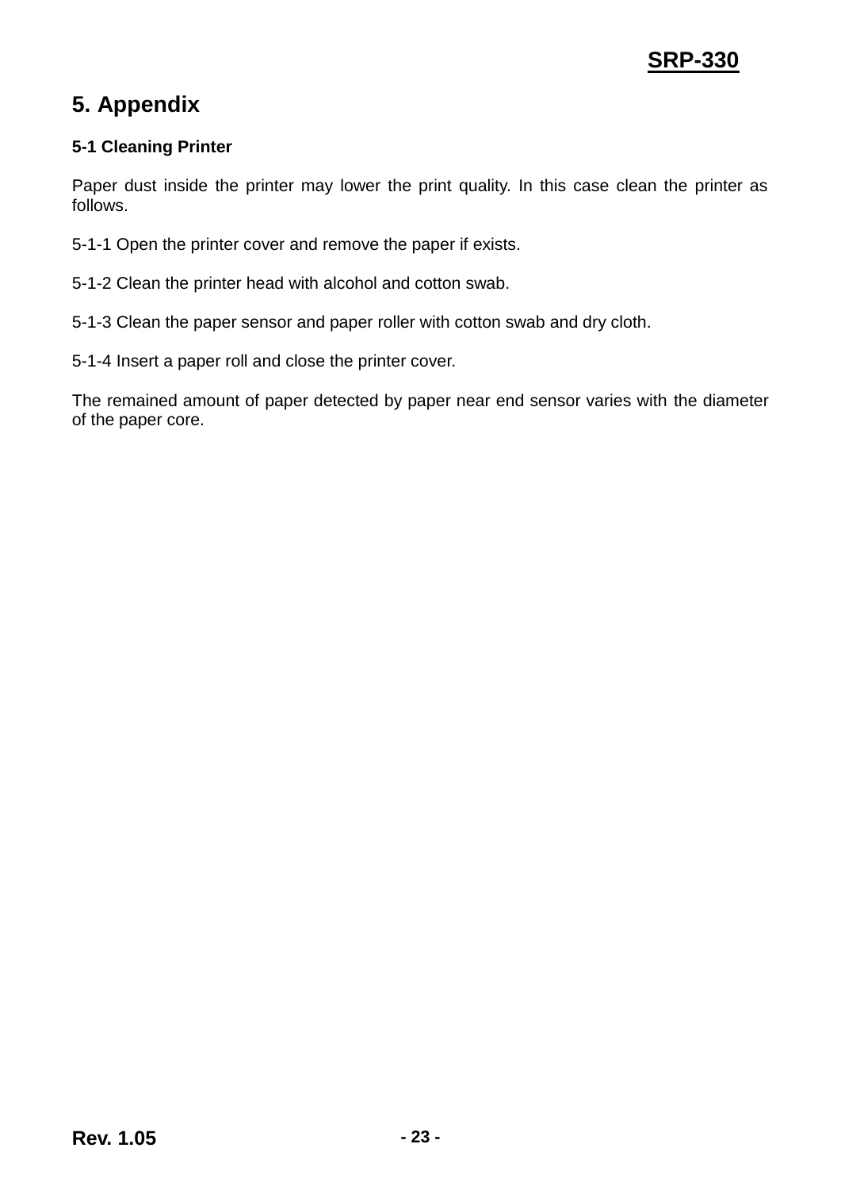# 5. Appendix

### 5-1 Cleaning Printer

Paper dust inside the printer may lower the print quality. In this case clean the printer as follows.

5-1-1 Open the printer cover and remove the paper if exists.

5-1-2 Clean the printer head with alcohol and cotton swab.

5-1-3 Clean the paper sensor and paper roller with cotton swab and dry cloth.

5-1-4 Insert a paper roll and close the printer cover.

The remained amount of paper detected by paper near end sensor varies with the diameter of the paper core.